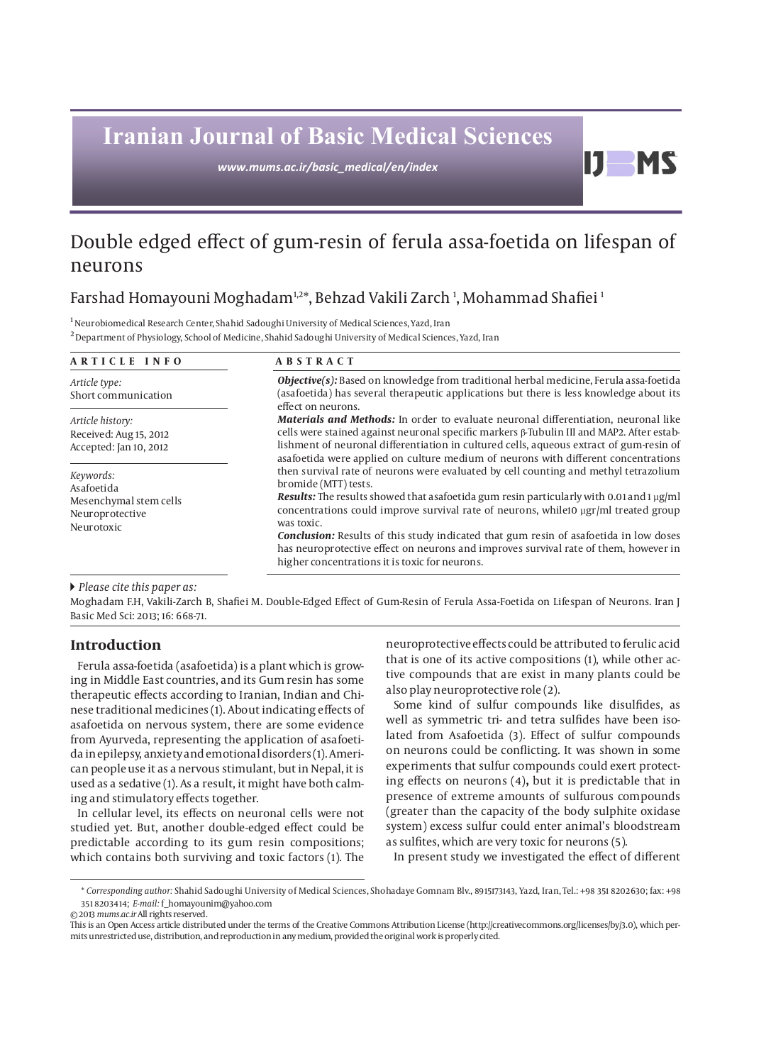# Double edged effect of gum-resin of ferula assa-foetida on lifespan of neurons

Farshad Homayouni Moghadam[1,2*], Behzad Vakili Zarch [1], Mohammad Shafiei [1]

[1] Neurobiomedical Research Center, Shahid Sadoughi University of Medical Sciences, Yazd, Iran

[2] Department of Physiology, School of Medicine, Shahid Sadoughi University of Medical Sciences, Yazd, Iran

**ARTICLE INFO**

*Article type:*
Short communication

*Article history:*
Received: Aug 15, 2012
Accepted: Jan 10, 2012

*Keywords:*
Asafoetida
Mesenchymal stem cells
Neuroprotective
Neurotoxic

**ABSTRACT**

***Objective(s):*** Based on knowledge from traditional herbal medicine, Ferula assa-foetida (asafoetida) has several therapeutic applications but there is less knowledge about its effect on neurons.

***Materials and Methods:*** In order to evaluate neuronal differentiation, neuronal like cells were stained against neuronal specific markers β-Tubulin III and MAP2. After establishment of neuronal differentiation in cultured cells, aqueous extract of gum-resin of asafoetida were applied on culture medium of neurons with different concentrations then survival rate of neurons were evaluated by cell counting and methyl tetrazolium bromide (MTT) tests.

***Results:*** The results showed that asafoetida gum resin particularly with 0.01 and 1 μg/ml concentrations could improve survival rate of neurons, while10 μgr/ml treated group was toxic.

***Conclusion:*** Results of this study indicated that gum resin of asafoetida in low doses has neuroprotective effect on neurons and improves survival rate of them, however in higher concentrations it is toxic for neurons.

*Please cite this paper as:*

Moghadam F.H, Vakili-Zarch B, Shafiei M. Double-Edged Effect of Gum-Resin of Ferula Assa-Foetida on Lifespan of Neurons. Iran J Basic Med Sci: 2013; 16: 668-71.

## Introduction

Ferula assa-foetida (asafoetida) is a plant which is growing in Middle East countries, and its Gum resin has some therapeutic effects according to Iranian, Indian and Chinese traditional medicines (1). About indicating effects of asafoetida on nervous system, there are some evidence from Ayurveda, representing the application of asafoetida in epilepsy, anxiety and emotional disorders (1). American people use it as a nervous stimulant, but in Nepal, it is used as a sedative (1). As a result, it might have both calming and stimulatory effects together.

In cellular level, its effects on neuronal cells were not studied yet. But, another double-edged effect could be predictable according to its gum resin compositions; which contains both surviving and toxic factors (1). The neuroprotective effects could be attributed to ferulic acid that is one of its active compositions (1), while other active compounds that are exist in many plants could be also play neuroprotective role (2).

Some kind of sulfur compounds like disulfides, as well as symmetric tri- and tetra sulfides have been isolated from Asafoetida (3). Effect of sulfur compounds on neurons could be conflicting. It was shown in some experiments that sulfur compounds could exert protecting effects on neurons (4), but it is predictable that in presence of extreme amounts of sulfurous compounds (greater than the capacity of the body sulphite oxidase system) excess sulfur could enter animal's bloodstream as sulfites, which are very toxic for neurons (5).

In present study we investigated the effect of different

\* *Corresponding author:* Shahid Sadoughi University of Medical Sciences, Shohadaye Gomnam Blv., 8915173143, Yazd, Iran, Tel.: +98 351 8202630; fax: +98 351 8203414; *E-mail:* f_homayounim@yahoo.com

© 2013 *mums.ac.ir* All rights reserved.

This is an Open Access article distributed under the terms of the Creative Commons Attribution License (http://creativecommons.org/licenses/by/3.0), which permits unrestricted use, distribution, and reproduction in any medium, provided the original work is properly cited.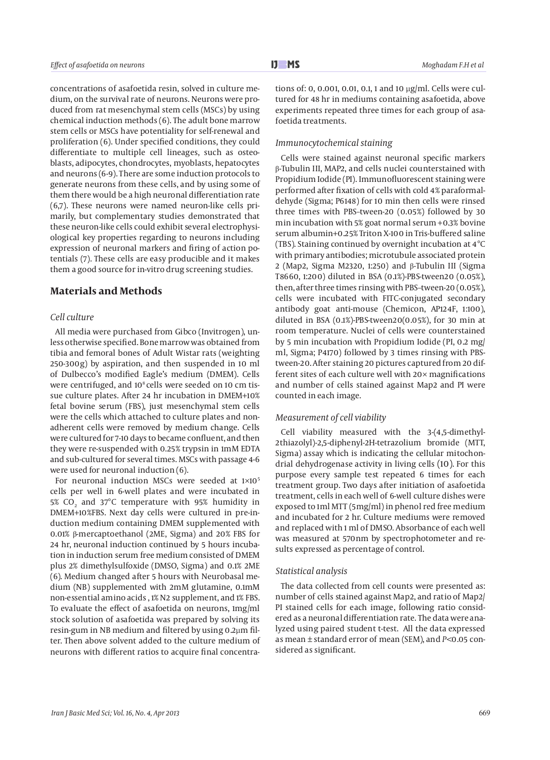concentrations of asafoetida resin, solved in culture medium, on the survival rate of neurons. Neurons were produced from rat mesenchymal stem cells (MSCs) by using chemical induction methods (6). The adult bone marrow stem cells or MSCs have potentiality for self-renewal and proliferation (6). Under specified conditions, they could differentiate to multiple cell lineages, such as osteoblasts, adipocytes, chondrocytes, myoblasts, hepatocytes and neurons (6-9). There are some induction protocols to generate neurons from these cells, and by using some of them there would be a high neuronal differentiation rate (6,7). These neurons were named neuron-like cells primarily, but complementary studies demonstrated that these neuron-like cells could exhibit several electrophysiological key properties regarding to neurons including expression of neuronal markers and firing of action potentials (7). These cells are easy producible and it makes them a good source for in-vitro drug screening studies.

## Materials and Methods

### *Cell culture*

All media were purchased from Gibco (Invitrogen), unless otherwise specified. Bone marrow was obtained from tibia and femoral bones of Adult Wistar rats (weighting 250-300g) by aspiration, and then suspended in 10 ml of Dulbecco's modified Eagle's medium (DMEM). Cells were centrifuged, and $10^8$ cells were seeded on 10 cm tissue culture plates. After 24 hr incubation in DMEM+10% fetal bovine serum (FBS), just mesenchymal stem cells were the cells which attached to culture plates and nonadherent cells were removed by medium change. Cells were cultured for 7-10 days to became confluent, and then they were re-suspended with 0.25% trypsin in 1mM EDTA and sub-cultured for several times. MSCs with passage 4-6 were used for neuronal induction (6).

For neuronal induction MSCs were seeded at $1\times10^5$ cells per well in 6-well plates and were incubated in 5% $CO_2$ and 37°C temperature with 95% humidity in DMEM+10%FBS. Next day cells were cultured in pre-induction medium containing DMEM supplemented with 0.01% β-mercaptoethanol (2ME, Sigma) and 20% FBS for 24 hr, neuronal induction continued by 5 hours incubation in induction serum free medium consisted of DMEM plus 2% dimethylsulfoxide (DMSO, Sigma) and 0.1% 2ME (6). Medium changed after 5 hours with Neurobasal medium (NB) supplemented with 2mM glutamine, 0.1mM non-essential amino acids , 1% N2 supplement, and 1% FBS. To evaluate the effect of asafoetida on neurons, 1mg/ml stock solution of asafoetida was prepared by solving its resin-gum in NB medium and filtered by using 0.2μm filter. Then above solvent added to the culture medium of neurons with different ratios to acquire final concentrations of: 0, 0.001, 0.01, 0.1, 1 and 10 μg/ml. Cells were cultured for 48 hr in mediums containing asafoetida, above experiments repeated three times for each group of asafoetida treatments.

### *Immunocytochemical staining*

Cells were stained against neuronal specific markers β-Tubulin III, MAP2, and cells nuclei counterstained with Propidium Iodide (PI). Immunofluorescent staining were performed after fixation of cells with cold 4% paraformaldehyde (Sigma; P6148) for 10 min then cells were rinsed three times with PBS–tween-20 (0.05%) followed by 30 min incubation with 5% goat normal serum +0.3% bovine serum albumin+0.25% Triton X-100 in Tris-buffered saline (TBS). Staining continued by overnight incubation at 4°C with primary antibodies; microtubule associated protein 2 (Map2, Sigma M2320, 1:250) and β-Tubulin III (Sigma T8660, 1:200) diluted in BSA (0.1%)-PBS-tween20 (0.05%), then, after three times rinsing with PBS–tween-20 (0.05%), cells were incubated with FITC-conjugated secondary antibody goat anti-mouse (Chemicon, AP124F, 1:100), diluted in BSA (0.1%)-PBS-tween20(0.05%), for 30 min at room temperature. Nuclei of cells were counterstained by 5 min incubation with Propidium Iodide (PI, 0.2 mg/ml, Sigma; P4170) followed by 3 times rinsing with PBS-tween-20. After staining 20 pictures captured from 20 different sites of each culture well with 20× magnifications and number of cells stained against Map2 and PI were counted in each image.

### *Measurement of cell viability*

Cell viability measured with the 3-(4,5-dimethyl-2thiazolyl)-2,5-diphenyl-2H-tetrazolium bromide (MTT, Sigma) assay which is indicating the cellular mitochondrial dehydrogenase activity in living cells (10). For this purpose every sample test repeated 6 times for each treatment group. Two days after initiation of asafoetida treatment, cells in each well of 6-well culture dishes were exposed to 1ml MTT (5mg/ml) in phenol red free medium and incubated for 2 hr. Culture mediums were removed and replaced with 1 ml of DMSO. Absorbance of each well was measured at 570nm by spectrophotometer and results expressed as percentage of control.

### *Statistical analysis*

The data collected from cell counts were presented as: number of cells stained against Map2, and ratio of Map2/PI stained cells for each image, following ratio considered as a neuronal differentiation rate. The data were analyzed using paired student t-test. All the data expressed as mean ± standard error of mean (SEM), and $P<0.05$ considered as significant.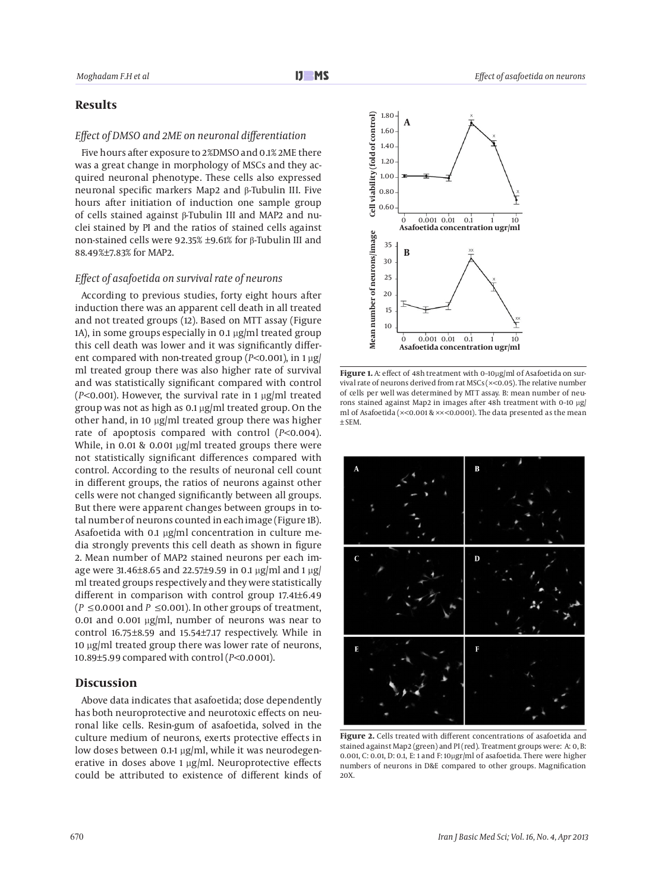## Results

### *Effect of DMSO and 2ME on neuronal differentiation*

Five hours after exposure to 2%DMSO and 0.1% 2ME there was a great change in morphology of MSCs and they acquired neuronal phenotype. These cells also expressed neuronal specific markers Map2 and β-Tubulin III. Five hours after initiation of induction one sample group of cells stained against β-Tubulin III and MAP2 and nuclei stained by PI and the ratios of stained cells against non-stained cells were 92.35% ±9.61% for β-Tubulin III and 88.49%±7.83% for MAP2.

### *Effect of asafoetida on survival rate of neurons*

According to previous studies, forty eight hours after induction there was an apparent cell death in all treated and not treated groups (12). Based on MTT assay (Figure 1A), in some groups especially in 0.1 μg/ml treated group this cell death was lower and it was significantly different compared with non-treated group ($P<0.001$), in 1 μg/ml treated group there was also higher rate of survival and was statistically significant compared with control ($P<0.001$). However, the survival rate in 1 μg/ml treated group was not as high as 0.1 μg/ml treated group. On the other hand, in 10 μg/ml treated group there was higher rate of apoptosis compared with control ($P<0.004$). While, in 0.01 & 0.001 μg/ml treated groups there were not statistically significant differences compared with control. According to the results of neuronal cell count in different groups, the ratios of neurons against other cells were not changed significantly between all groups. But there were apparent changes between groups in total number of neurons counted in each image (Figure 1B). Asafoetida with 0.1 μg/ml concentration in culture media strongly prevents this cell death as shown in figure 2. Mean number of MAP2 stained neurons per each image were 31.46±8.65 and 22.57±9.59 in 0.1 μg/ml and 1 μg/ml treated groups respectively and they were statistically different in comparison with control group 17.41±6.49 ($P \leq 0.0001$ and $P \leq 0.001$). In other groups of treatment, 0.01 and 0.001 μg/ml, number of neurons was near to control 16.75±8.59 and 15.54±7.17 respectively. While in 10 μg/ml treated group there was lower rate of neurons, 10.89±5.99 compared with control ($P<0.0001$).

**Figure 1.** A: effect of 48h treatment with 0–10μg/ml of Asafoetida on survival rate of neurons derived from rat MSCs (×<0.05). The relative number of cells per well was determined by MTT assay. B: mean number of neurons stained against Map2 in images after 48h treatment with 0–10 μg/ml of Asafoetida (×<0.001 & ××<0.0001). The data presented as the mean ± SEM.

**Figure 2.** Cells treated with different concentrations of asafoetida and stained against Map2 (green) and PI (red). Treatment groups were: A: 0, B: 0.001, C: 0.01, D: 0.1, E: 1 and F: 10μgr/ml of asafoetida. There were higher numbers of neurons in D&E compared to other groups. Magnification 20X.

## Discussion

Above data indicates that asafoetida; dose dependently has both neuroprotective and neurotoxic effects on neuronal like cells. Resin-gum of asafoetida, solved in the culture medium of neurons, exerts protective effects in low doses between 0.1-1 μg/ml, while it was neurodegenerative in doses above 1 μg/ml. Neuroprotective effects could be attributed to existence of different kinds of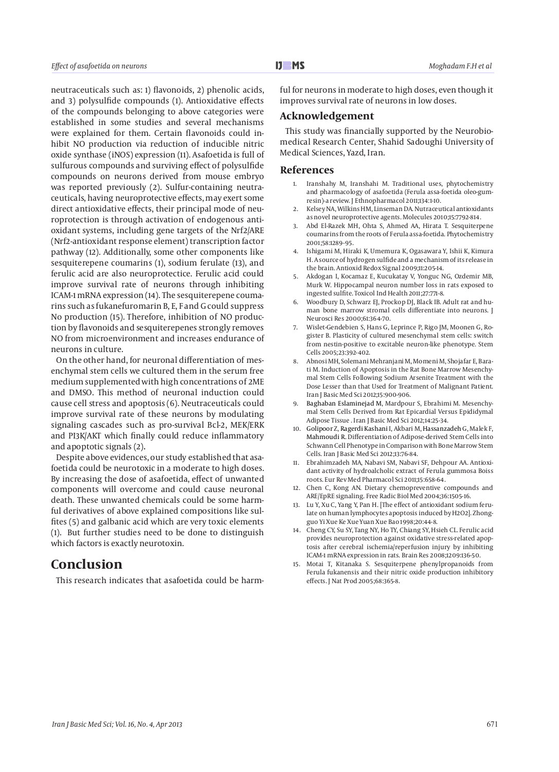neutraceuticals such as: 1) flavonoids, 2) phenolic acids, and 3) polysulfide compounds (1). Antioxidative effects of the compounds belonging to above categories were established in some studies and several mechanisms were explained for them. Certain flavonoids could inhibit NO production via reduction of inducible nitric oxide synthase (iNOS) expression (11). Asafoetida is full of sulfurous compounds and surviving effect of polysulfide compounds on neurons derived from mouse embryo was reported previously (2). Sulfur-containing neutraceuticals, having neuroprotective effects, may exert some direct antioxidative effects, their principal mode of neuroprotection is through activation of endogenous antioxidant systems, including gene targets of the Nrf2/ARE (Nrf2-antioxidant response element) transcription factor pathway (12). Additionally, some other components like sesquiterepene coumarins (1), sodium ferulate (13), and ferulic acid are also neuroprotectice. Ferulic acid could improve survival rate of neurons through inhibiting ICAM-1 mRNA expression (14). The sesquiterepene coumarins such as fukanefuromarin B, E, F and G could suppress No production (15). Therefore, inhibition of NO production by flavonoids and sesquiterepenes strongly removes NO from microenvironment and increases endurance of neurons in culture.

On the other hand, for neuronal differentiation of mesenchymal stem cells we cultured them in the serum free medium supplemented with high concentrations of 2ME and DMSO. This method of neuronal induction could cause cell stress and apoptosis (6). Neutraceuticals could improve survival rate of these neurons by modulating signaling cascades such as pro-survival Bcl-2, MEK/ERK and PI3K/AKT which finally could reduce inflammatory and apoptotic signals (2).

Despite above evidences, our study established that asafoetida could be neurotoxic in a moderate to high doses. By increasing the dose of asafoetida, effect of unwanted components will overcome and could cause neuronal death. These unwanted chemicals could be some harmful derivatives of above explained compositions like sulfites (5) and galbanic acid which are very toxic elements (1). But further studies need to be done to distinguish which factors is exactly neurotoxin.

# Conclusion

This research indicates that asafoetida could be harmful for neurons in moderate to high doses, even though it improves survival rate of neurons in low doses.

## Acknowledgement

This study was financially supported by the Neurobiomedical Research Center, Shahid Sadoughi University of Medical Sciences, Yazd, Iran.

## References

1. Iranshahy M, Iranshahi M. Traditional uses, phytochemistry and pharmacology of asafoetida (Ferula assa-foetida oleo-gum-resin)-a review. J Ethnopharmacol 2011;134:1-10.
2. Kelsey NA, Wilkins HM, Linseman DA. Nutraceutical antioxidants as novel neuroprotective agents. Molecules 2010;15:7792-814.
3. Abd El-Razek MH, Ohta S, Ahmed AA, Hirata T. Sesquiterpene coumarins from the roots of Ferula assa-foetida. Phytochemistry 2001;58:1289–95.
4. Ishigami M, Hiraki K, Umemura K, Ogasawara Y, Ishii K, Kimura H. A source of hydrogen sulfide and a mechanism of its release in the brain. Antioxid Redox Signal 2009;11:205-14.
5. Akdogan I, Kocamaz E, Kucukatay V, Yonguc NG, Ozdemir MB, Murk W. Hippocampal neuron number loss in rats exposed to ingested sulfite. Toxicol Ind Health 2011;27:771-8.
6. Woodbury D, Schwarz EJ, Prockop DJ, Black IB. Adult rat and human bone marrow stromal cells differentiate into neurons. J Neurosci Res 2000;61:364-70.
7. Wislet-Gendebien S, Hans G, Leprince P, Rigo JM, Moonen G, Rogister B. Plasticity of cultured mesenchymal stem cells: switch from nestin-positive to excitable neuron-like phenotype. Stem Cells 2005;23:392-402.
8. Abnosi MH, Solemani Mehranjani M, Momeni M, Shojafar E, Barati M. Induction of Apoptosis in the Rat Bone Marrow Mesenchymal Stem Cells Following Sodium Arsenite Treatment with the Dose Lesser than that Used for Treatment of Malignant Patient. Iran J Basic Med Sci 2012;15:900-906.
9. Baghaban Eslaminejad M, Mardpour S, Ebrahimi M. Mesenchymal Stem Cells Derived from Rat Epicardial Versus Epididymal Adipose Tissue . Iran J Basic Med Sci 2012;14:25-34.
10. Golipoor Z, Ragerdi Kashani I, Akbari M, Hassanzadeh G, Malek F, Mahmoudi R. Differentiation of Adipose-derived Stem Cells into Schwann Cell Phenotype in Comparison with Bone Marrow Stem Cells. Iran J Basic Med Sci 2012;13:76-84.
11. Ebrahimzadeh MA, Nabavi SM, Nabavi SF, Dehpour AA. Antioxidant activity of hydroalcholic extract of Ferula gummosa Boiss roots. Eur Rev Med Pharmacol Sci 2011;15:658-64.
12. Chen C, Kong AN. Dietary chemopreventive compounds and ARE/EpRE signaling. Free Radic Biol Med 2004;36:1505-16.
13. Lu Y, Xu C, Yang Y, Pan H. [The effect of antioxidant sodium ferulate on human lymphocytes apoptosis induced by H2O2]. Zhongguo Yi Xue Ke Xue Yuan Xue Bao 1998;20:44-8.
14. Cheng CY, Su SY, Tang NY, Ho TY, Chiang SY, Hsieh CL. Ferulic acid provides neuroprotection against oxidative stress-related apoptosis after cerebral ischemia/reperfusion injury by inhibiting ICAM-1 mRNA expression in rats. Brain Res 2008;1209:136-50.
15. Motai T, Kitanaka S. Sesquiterpene phenylpropanoids from Ferula fukanensis and their nitric oxide production inhibitory effects. J Nat Prod 2005;68:365-8.